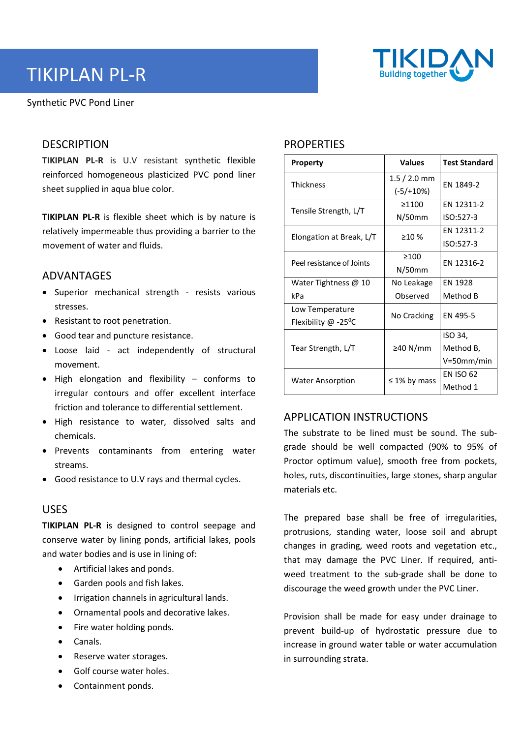# TIKIPLAN PL-R

Synthetic PVC Pond Liner

## DESCRIPTION

**TIKIPLAN PL-R** is U.V resistant synthetic flexible reinforced homogeneous plasticized PVC pond liner sheet supplied in aqua blue color.

**TIKIPLAN PL-R** is flexible sheet which is by nature is relatively impermeable thus providing a barrier to the movement of water and fluids.

## ADVANTAGES

- Superior mechanical strength - resists various stresses.
- Resistant to root penetration.
- Good tear and puncture resistance.
- Loose laid - act independently of structural movement.
- High elongation and flexibility – conforms to irregular contours and offer excellent interface friction and tolerance to differential settlement.
- High resistance to water, dissolved salts and chemicals.
- Prevents contaminants from entering water streams.
- Good resistance to U.V rays and thermal cycles.

## USES

**TIKIPLAN PL-R** is designed to control seepage and conserve water by lining ponds, artificial lakes, pools and water bodies and is use in lining of:

- Artificial lakes and ponds.
- Garden pools and fish lakes.
- Irrigation channels in agricultural lands.
- Ornamental pools and decorative lakes.
- Fire water holding ponds.
- Canals.
- Reserve water storages.
- Golf course water holes.
- Containment ponds.

## PROPERTIES

| Property | Values | Test Standard |
|---|---|---|
| Thickness | 1.5 / 2.0 mm (-5/+10%) | EN 1849-2 |
| Tensile Strength, L/T | ≥1100 N/50mm | EN 12311-2 ISO:527-3 |
| Elongation at Break, L/T | ≥10 % | EN 12311-2 ISO:527-3 |
| Peel resistance of Joints | ≥100 N/50mm | EN 12316-2 |
| Water Tightness @ 10 kPa | No Leakage Observed | EN 1928 Method B |
| Low Temperature Flexibility @ -25$^0$C | No Cracking | EN 495-5 |
| Tear Strength, L/T | ≥40 N/mm | ISO 34, Method B, V=50mm/min |
| Water Ansorption | ≤ 1% by mass | EN ISO 62 Method 1 |

## APPLICATION INSTRUCTIONS

The substrate to be lined must be sound. The sub-grade should be well compacted (90% to 95% of Proctor optimum value), smooth free from pockets, holes, ruts, discontinuities, large stones, sharp angular materials etc.

The prepared base shall be free of irregularities, protrusions, standing water, loose soil and abrupt changes in grading, weed roots and vegetation etc., that may damage the PVC Liner. If required, anti-weed treatment to the sub-grade shall be done to discourage the weed growth under the PVC Liner.

Provision shall be made for easy under drainage to prevent build-up of hydrostatic pressure due to increase in ground water table or water accumulation in surrounding strata.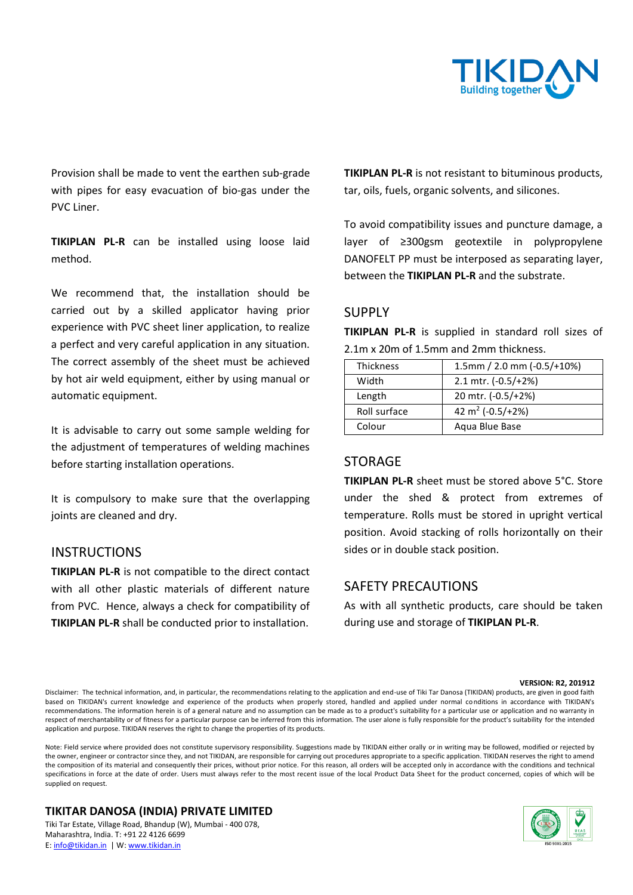Provision shall be made to vent the earthen sub-grade with pipes for easy evacuation of bio-gas under the PVC Liner.

**TIKIPLAN PL-R** can be installed using loose laid method.

We recommend that, the installation should be carried out by a skilled applicator having prior experience with PVC sheet liner application, to realize a perfect and very careful application in any situation. The correct assembly of the sheet must be achieved by hot air weld equipment, either by using manual or automatic equipment.

It is advisable to carry out some sample welding for the adjustment of temperatures of welding machines before starting installation operations.

It is compulsory to make sure that the overlapping joints are cleaned and dry.

## INSTRUCTIONS

**TIKIPLAN PL-R** is not compatible to the direct contact with all other plastic materials of different nature from PVC. Hence, always a check for compatibility of **TIKIPLAN PL-R** shall be conducted prior to installation.

**TIKIPLAN PL-R** is not resistant to bituminous products, tar, oils, fuels, organic solvents, and silicones.

To avoid compatibility issues and puncture damage, a layer of ≥300gsm geotextile in polypropylene DANOFELT PP must be interposed as separating layer, between the **TIKIPLAN PL-R** and the substrate.

## SUPPLY

**TIKIPLAN PL-R** is supplied in standard roll sizes of 2.1m x 20m of 1.5mm and 2mm thickness.

| | |
|---|---|
| Thickness | 1.5mm / 2.0 mm (-0.5/+10%) |
| Width | 2.1 mtr. (-0.5/+2%) |
| Length | 20 mtr. (-0.5/+2%) |
| Roll surface | 42 $m^2$ (-0.5/+2%) |
| Colour | Aqua Blue Base |

## STORAGE

**TIKIPLAN PL-R** sheet must be stored above 5°C. Store under the shed & protect from extremes of temperature. Rolls must be stored in upright vertical position. Avoid stacking of rolls horizontally on their sides or in double stack position.

## SAFETY PRECAUTIONS

As with all synthetic products, care should be taken during use and storage of **TIKIPLAN PL-R**.

**VERSION: R2, 201912**

Disclaimer: The technical information, and, in particular, the recommendations relating to the application and end-use of Tiki Tar Danosa (TIKIDAN) products, are given in good faith based on TIKIDAN's current knowledge and experience of the products when properly stored, handled and applied under normal conditions in accordance with TIKIDAN's recommendations. The information herein is of a general nature and no assumption can be made as to a product's suitability for a particular use or application and no warranty in respect of merchantability or of fitness for a particular purpose can be inferred from this information. The user alone is fully responsible for the product's suitability for the intended application and purpose. TIKIDAN reserves the right to change the properties of its products.

Note: Field service where provided does not constitute supervisory responsibility. Suggestions made by TIKIDAN either orally or in writing may be followed, modified or rejected by the owner, engineer or contractor since they, and not TIKIDAN, are responsible for carrying out procedures appropriate to a specific application. TIKIDAN reserves the right to amend the composition of its material and consequently their prices, without prior notice. For this reason, all orders will be accepted only in accordance with the conditions and technical specifications in force at the date of order. Users must always refer to the most recent issue of the local Product Data Sheet for the product concerned, copies of which will be supplied on request.

**TIKITAR DANOSA (INDIA) PRIVATE LIMITED**

Tiki Tar Estate, Village Road, Bhandup (W), Mumbai - 400 078, Maharashtra, India. T: +91 22 4126 6699

E: info@tikidan.in | W: www.tikidan.in